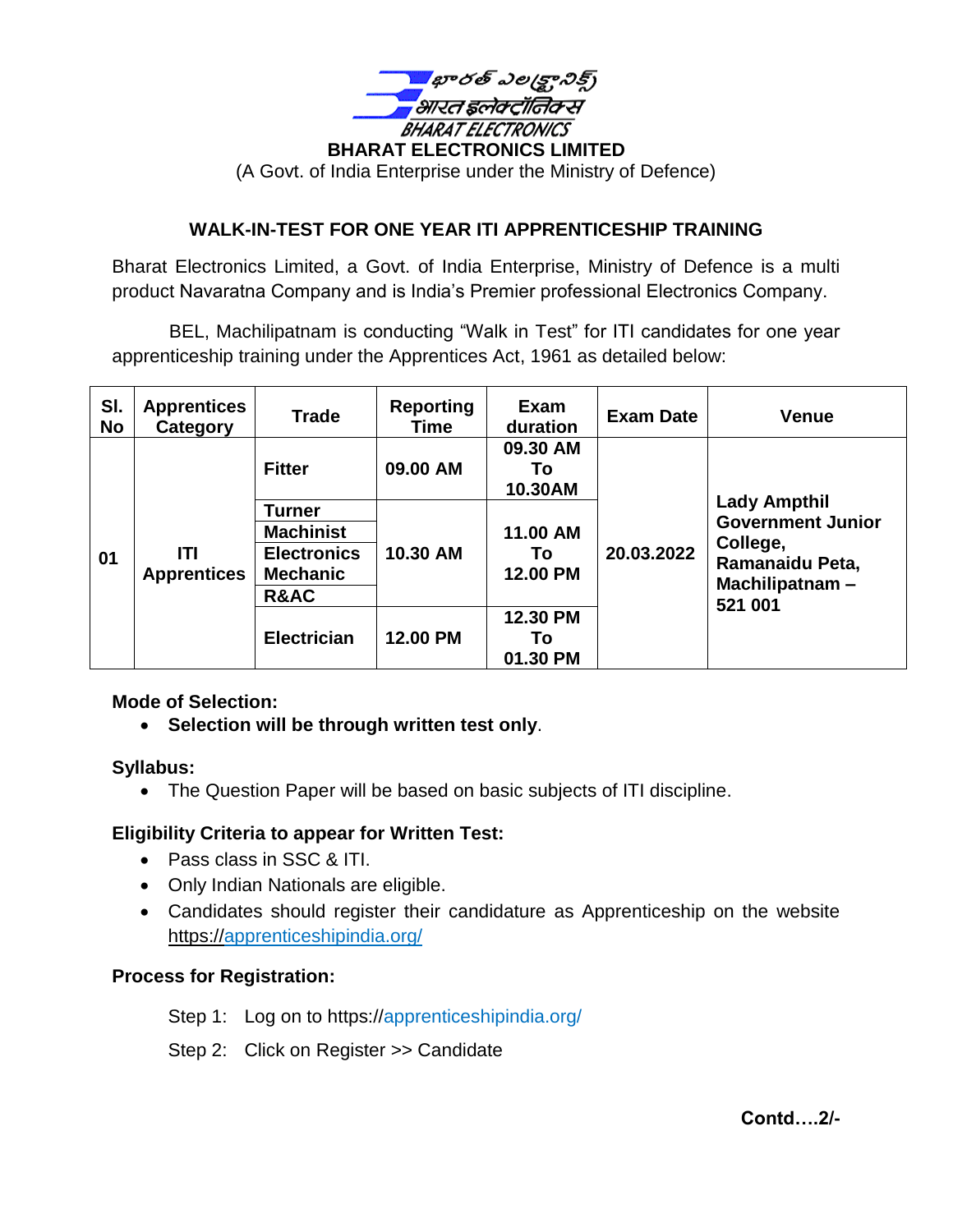భారత్ ఎలక్ట్రానిక్స్
भारत इलेक्ट्रॉनिक्स
BHARAT ELECTRONICS

**BHARAT ELECTRONICS LIMITED**

(A Govt. of India Enterprise under the Ministry of Defence)

## WALK-IN-TEST FOR ONE YEAR ITI APPRENTICESHIP TRAINING

Bharat Electronics Limited, a Govt. of India Enterprise, Ministry of Defence is a multi product Navaratna Company and is India's Premier professional Electronics Company.

BEL, Machilipatnam is conducting "Walk in Test" for ITI candidates for one year apprenticeship training under the Apprentices Act, 1961 as detailed below:

| Sl. No | Apprentices Category | Trade | Reporting Time | Exam duration | Exam Date | Venue |
|---|---|---|---|---|---|---|
| 01 | ITI Apprentices | Fitter | 09.00 AM | 09.30 AM To 10.30AM | 20.03.2022 | Lady Ampthil Government Junior College, Ramanaidu Peta, Machilipatnam – 521 001 |
| | | Turner | 10.30 AM | 11.00 AM To 12.00 PM | | |
| | | Machinist | | | | |
| | | Electronics Mechanic | | | | |
| | | R&AC | | | | |
| | | Electrician | 12.00 PM | 12.30 PM To 01.30 PM | | |

**Mode of Selection:**

- **Selection will be through written test only**.

**Syllabus:**

- The Question Paper will be based on basic subjects of ITI discipline.

**Eligibility Criteria to appear for Written Test:**

- Pass class in SSC & ITI.
- Only Indian Nationals are eligible.
- Candidates should register their candidature as Apprenticeship on the website https://apprenticeshipindia.org/

**Process for Registration:**

Step 1: Log on to https://apprenticeshipindia.org/

Step 2: Click on Register >> Candidate

**Contd….2/-**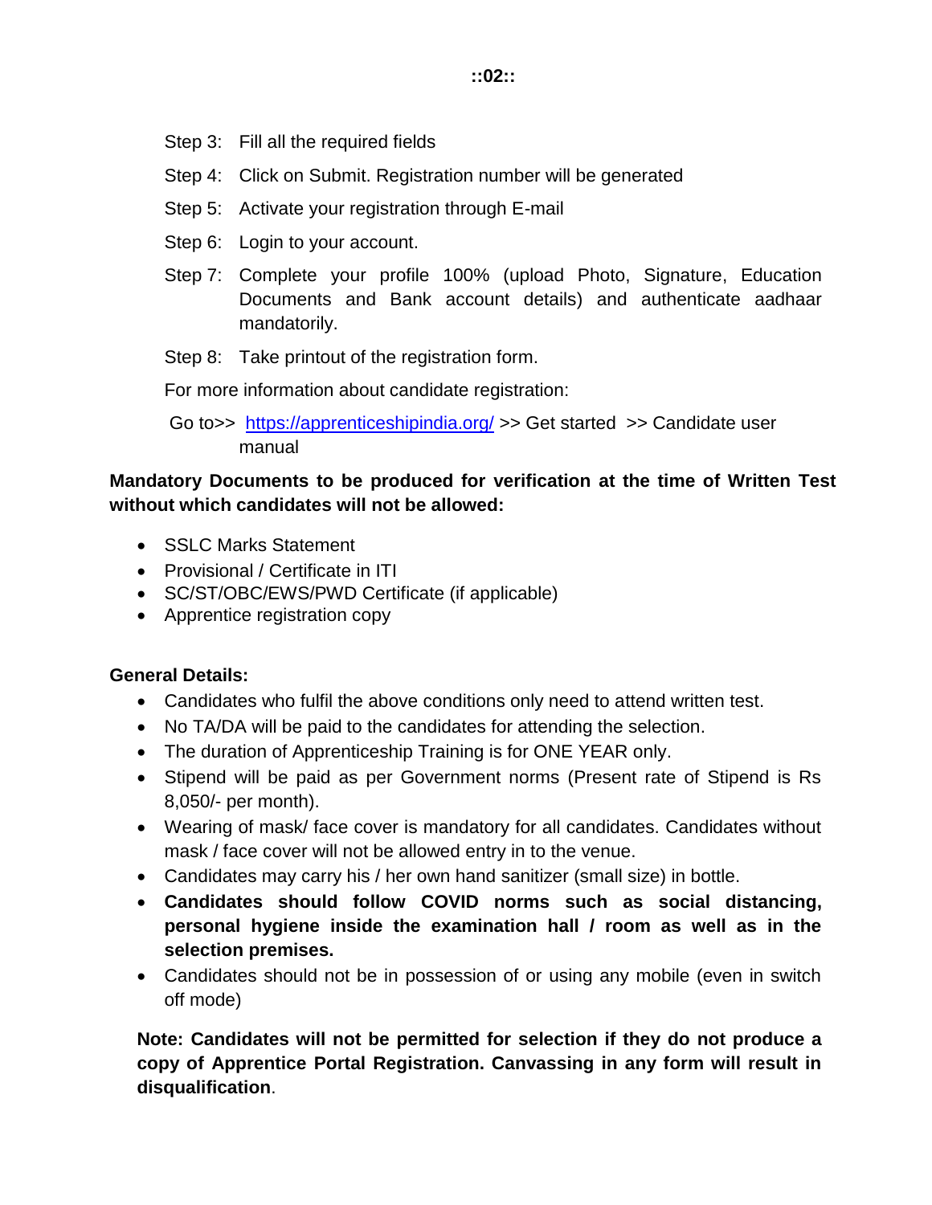Step 3: Fill all the required fields

Step 4: Click on Submit. Registration number will be generated

Step 5: Activate your registration through E-mail

Step 6: Login to your account.

Step 7: Complete your profile 100% (upload Photo, Signature, Education Documents and Bank account details) and authenticate aadhaar mandatorily.

Step 8: Take printout of the registration form.

For more information about candidate registration:

Go to>> https://apprenticeshipindia.org/ >> Get started >> Candidate user manual

**Mandatory Documents to be produced for verification at the time of Written Test without which candidates will not be allowed:**

- SSLC Marks Statement
- Provisional / Certificate in ITI
- SC/ST/OBC/EWS/PWD Certificate (if applicable)
- Apprentice registration copy

**General Details:**

- Candidates who fulfil the above conditions only need to attend written test.
- No TA/DA will be paid to the candidates for attending the selection.
- The duration of Apprenticeship Training is for ONE YEAR only.
- Stipend will be paid as per Government norms (Present rate of Stipend is Rs 8,050/- per month).
- Wearing of mask/ face cover is mandatory for all candidates. Candidates without mask / face cover will not be allowed entry in to the venue.
- Candidates may carry his / her own hand sanitizer (small size) in bottle.
- **Candidates should follow COVID norms such as social distancing, personal hygiene inside the examination hall / room as well as in the selection premises.**
- Candidates should not be in possession of or using any mobile (even in switch off mode)

**Note: Candidates will not be permitted for selection if they do not produce a copy of Apprentice Portal Registration. Canvassing in any form will result in disqualification**.